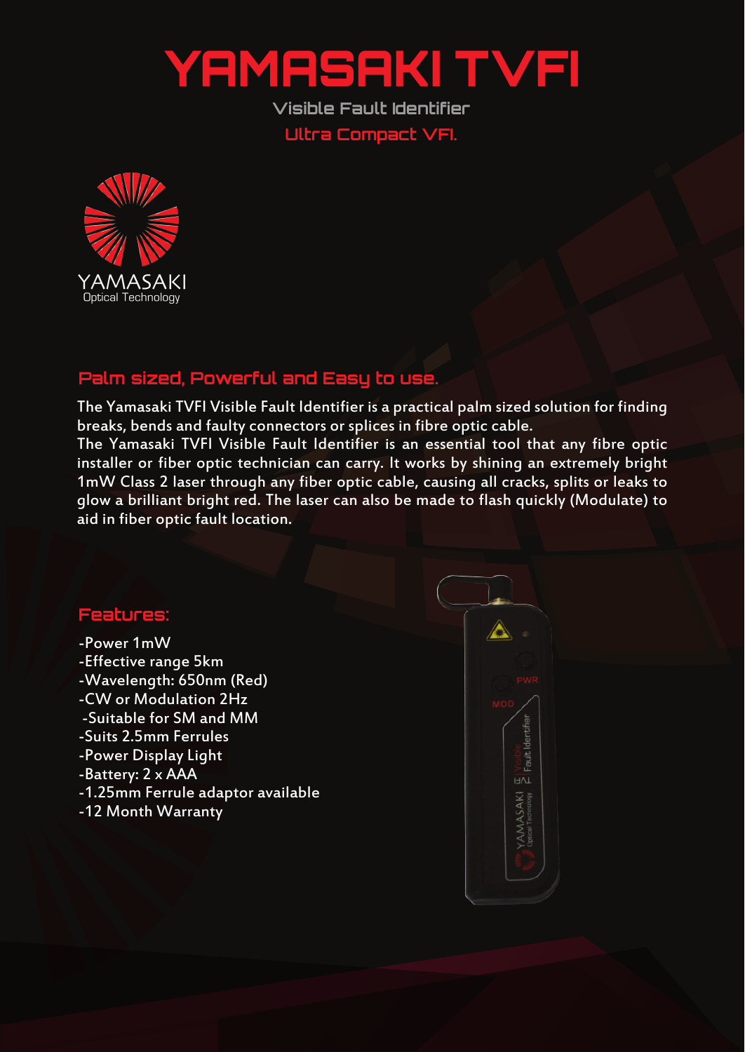# YAMASAKI TVFI

Visible Fault Identifier

Ultra Compact VFI.

YAMASAKI
Optical Technology

## Palm sized, Powerful and Easy to use.

The Yamasaki TVFI Visible Fault Identifier is a practical palm sized solution for finding breaks, bends and faulty connectors or splices in fibre optic cable.
The Yamasaki TVFI Visible Fault Identifier is an essential tool that any fibre optic installer or fiber optic technician can carry. It works by shining an extremely bright 1mW Class 2 laser through any fiber optic cable, causing all cracks, splits or leaks to glow a brilliant bright red. The laser can also be made to flash quickly (Modulate) to aid in fiber optic fault location.

## Features:

- -Power 1mW
- -Effective range 5km
- -Wavelength: 650nm (Red)
- -CW or Modulation 2Hz
- -Suitable for SM and MM
- -Suits 2.5mm Ferrules
- -Power Display Light
- -Battery: 2 x AAA
- -1.25mm Ferrule adaptor available
- -12 Month Warranty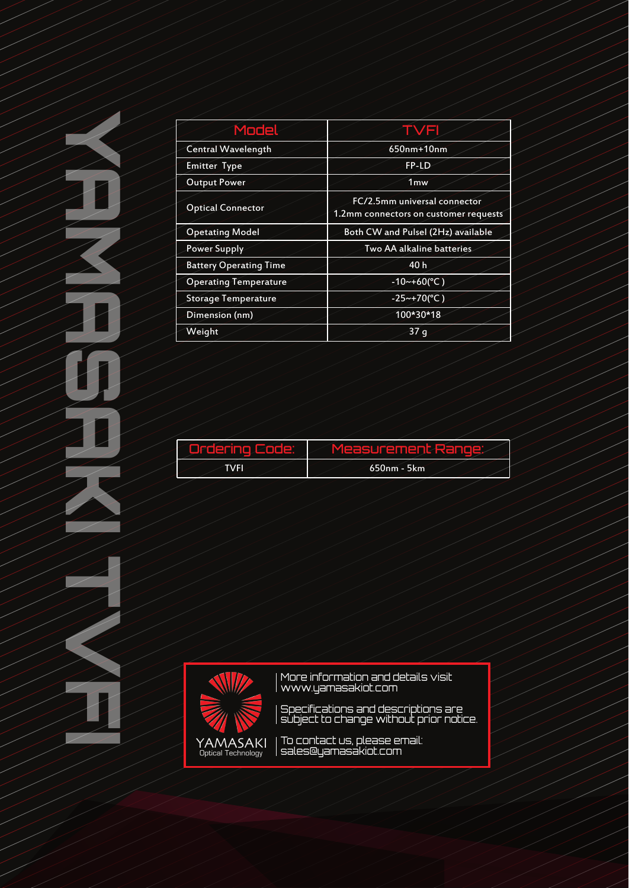# YAMASAKI TVFI

| Model | TVFI |
| --- | --- |
| Central Wavelength | 650nm+10nm |
| Emitter Type | FP-LD |
| Output Power | 1mw |
| Optical Connector | FC/2.5mm universal connector<br>1.2mm connectors on customer requests |
| Opetating Model | Both CW and Pulsel (2Hz) available |
| Power Supply | Two AA alkaline batteries |
| Battery Operating Time | 40 h |
| Operating Temperature | -10~+60(°C ) |
| Storage Temperature | -25~+70(°C ) |
| Dimension (nm) | 100*30*18 |
| Weight | 37 g |

| Ordering Code: | Measurement Range: |
| --- | --- |
| TVFI | 650nm - 5km |

YAMASAKI
Optical Technology

More information and details visit
www.yamasakiot.com

Specifications and descriptions are subject to change without prior notice.

To contact us, please email:
sales@yamasakiot.com